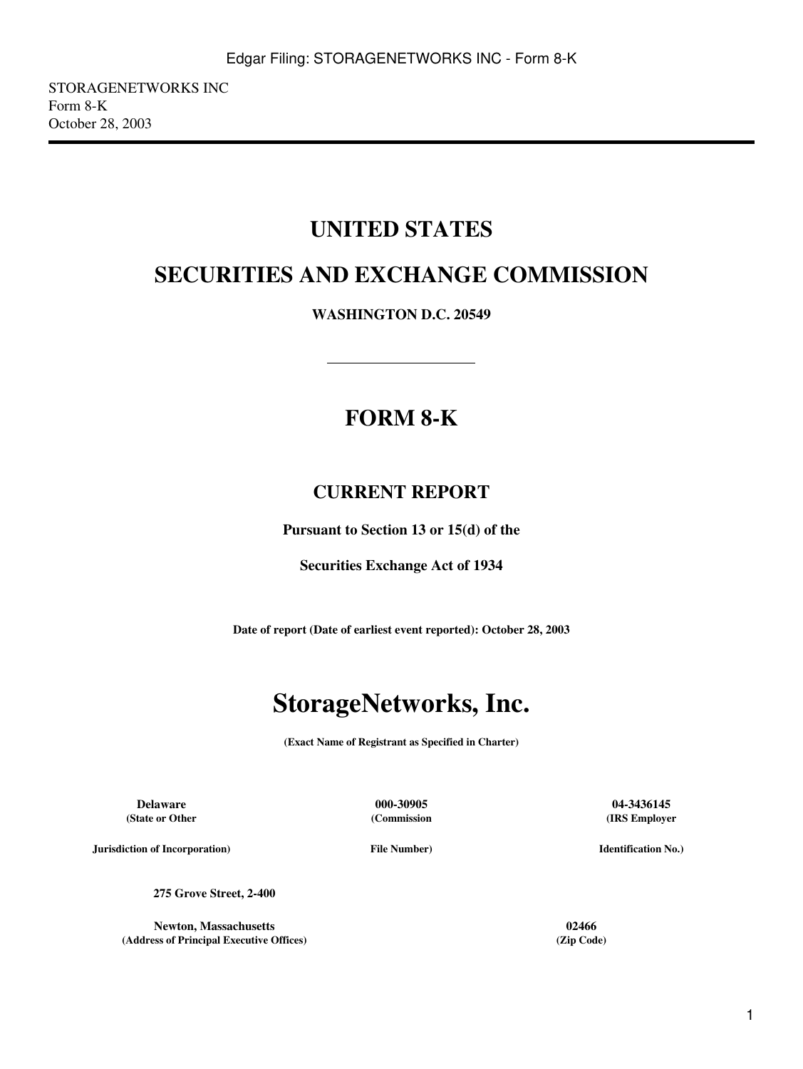STORAGENETWORKS INC
Form 8-K
October 28, 2003

# UNITED STATES

# SECURITIES AND EXCHANGE COMMISSION

**WASHINGTON D.C. 20549**

---

# FORM 8-K

## CURRENT REPORT

**Pursuant to Section 13 or 15(d) of the**

**Securities Exchange Act of 1934**

**Date of report (Date of earliest event reported): October 28, 2003**

# StorageNetworks, Inc.

**(Exact Name of Registrant as Specified in Charter)**

| Delaware | 000-30905 | 04-3436145 |
|---|---|---|
| (State or Other Jurisdiction of Incorporation) | (Commission File Number) | (IRS Employer Identification No.) |

| 275 Grove Street, 2-400 Newton, Massachusetts | 02466 |
|---|---|
| (Address of Principal Executive Offices) | (Zip Code) |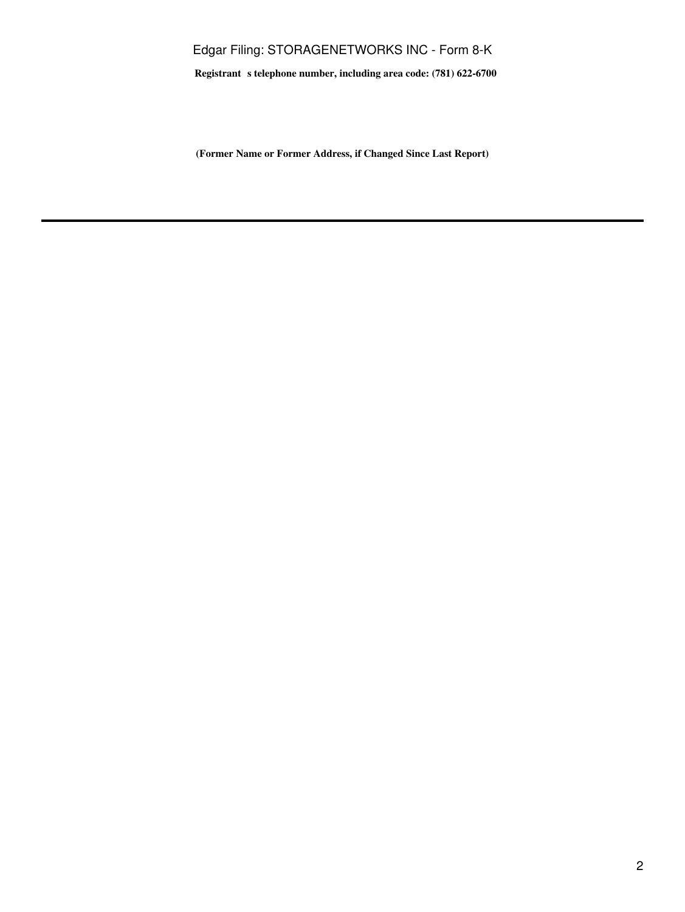**Registrant s telephone number, including area code: (781) 622-6700**

**(Former Name or Former Address, if Changed Since Last Report)**

---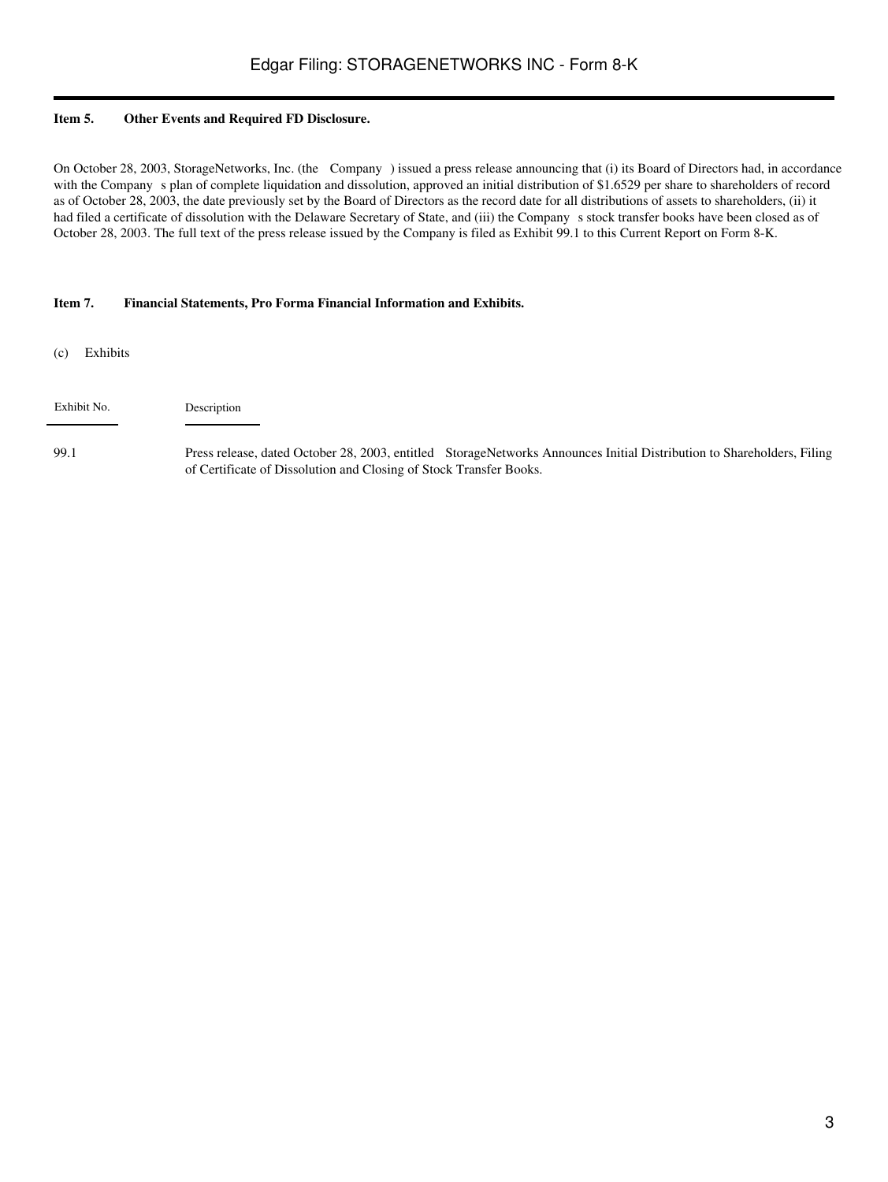**Item 5. Other Events and Required FD Disclosure.**

On October 28, 2003, StorageNetworks, Inc. (the Company ) issued a press release announcing that (i) its Board of Directors had, in accordance with the Company s plan of complete liquidation and dissolution, approved an initial distribution of $1.6529 per share to shareholders of record as of October 28, 2003, the date previously set by the Board of Directors as the record date for all distributions of assets to shareholders, (ii) it had filed a certificate of dissolution with the Delaware Secretary of State, and (iii) the Company s stock transfer books have been closed as of October 28, 2003. The full text of the press release issued by the Company is filed as Exhibit 99.1 to this Current Report on Form 8-K.

**Item 7. Financial Statements, Pro Forma Financial Information and Exhibits.**

(c) Exhibits

| Exhibit No. | Description |
|---|---|
| 99.1 | Press release, dated October 28, 2003, entitled StorageNetworks Announces Initial Distribution to Shareholders, Filing of Certificate of Dissolution and Closing of Stock Transfer Books. |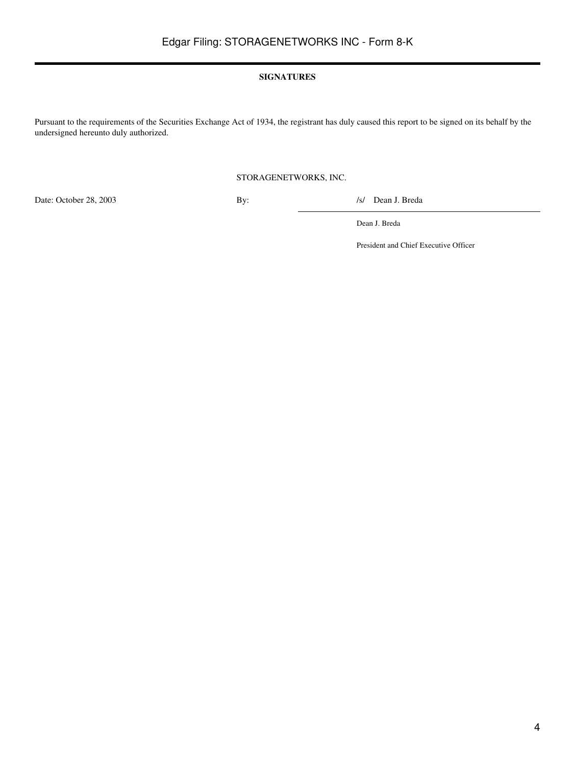**SIGNATURES**

Pursuant to the requirements of the Securities Exchange Act of 1934, the registrant has duly caused this report to be signed on its behalf by the undersigned hereunto duly authorized.

STORAGENETWORKS, INC.

| | | |
|---|---|---|
| Date: October 28, 2003 | By: | /s/ Dean J. Breda |
| | | Dean J. Breda |
| | | President and Chief Executive Officer |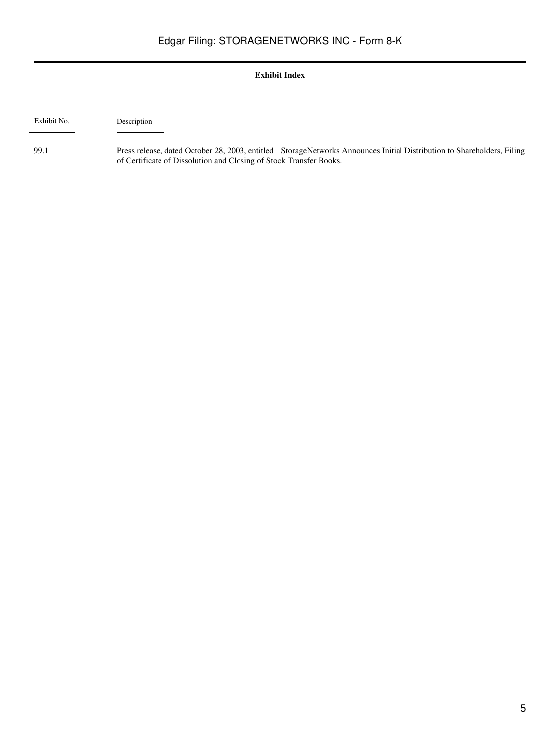**Exhibit Index**

| Exhibit No. | Description |
| --- | --- |
| 99.1 | Press release, dated October 28, 2003, entitled StorageNetworks Announces Initial Distribution to Shareholders, Filing of Certificate of Dissolution and Closing of Stock Transfer Books. |